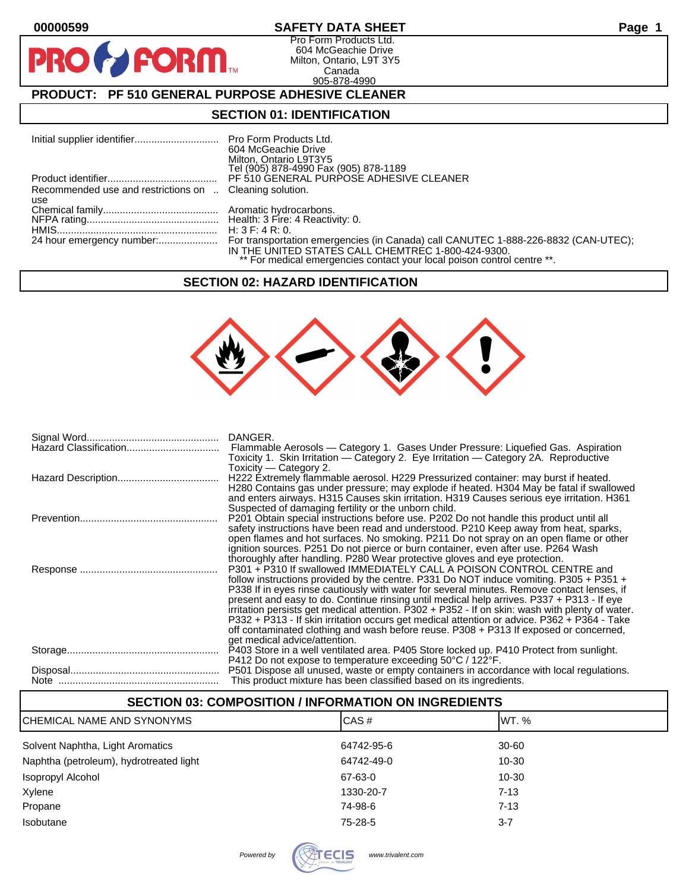# SAFETY DATA SHEET

00000599

Pro Form Products Ltd.
604 McGeachie Drive
Milton, Ontario, L9T 3Y5
Canada
905-878-4990

## PRODUCT: PF 510 GENERAL PURPOSE ADHESIVE CLEANER

## SECTION 01: IDENTIFICATION

| | |
|---|---|
| Initial supplier identifier | Pro Form Products Ltd.<br>604 McGeachie Drive<br>Milton, Ontario L9T3Y5<br>Tel (905) 878-4990 Fax (905) 878-1189 |
| Product identifier | PF 510 GENERAL PURPOSE ADHESIVE CLEANER |
| Recommended use and restrictions on use | Cleaning solution. |
| Chemical family | Aromatic hydrocarbons. |
| NFPA rating | Health: 3 Fire: 4 Reactivity: 0. |
| HMIS | H: 3 F: 4 R: 0. |
| 24 hour emergency number: | For transportation emergencies (in Canada) call CANUTEC 1-888-226-8832 (CAN-UTEC); IN THE UNITED STATES CALL CHEMTREC 1-800-424-9300.<br>** For medical emergencies contact your local poison control centre **. |

## SECTION 02: HAZARD IDENTIFICATION

| | |
|---|---|
| Signal Word | DANGER. |
| Hazard Classification | Flammable Aerosols — Category 1. Gases Under Pressure: Liquefied Gas. Aspiration Toxicity 1. Skin Irritation — Category 2. Eye Irritation — Category 2A. Reproductive Toxicity — Category 2. |
| Hazard Description | H222 Extremely flammable aerosol. H229 Pressurized container: may burst if heated. H280 Contains gas under pressure; may explode if heated. H304 May be fatal if swallowed and enters airways. H315 Causes skin irritation. H319 Causes serious eye irritation. H361 Suspected of damaging fertility or the unborn child. |
| Prevention | P201 Obtain special instructions before use. P202 Do not handle this product until all safety instructions have been read and understood. P210 Keep away from heat, sparks, open flames and hot surfaces. No smoking. P211 Do not spray on an open flame or other ignition sources. P251 Do not pierce or burn container, even after use. P264 Wash thoroughly after handling. P280 Wear protective gloves and eye protection. |
| Response | P301 + P310 If swallowed IMMEDIATELY CALL A POISON CONTROL CENTRE and follow instructions provided by the centre. P331 Do NOT induce vomiting. P305 + P351 + P338 If in eyes rinse cautiously with water for several minutes. Remove contact lenses, if present and easy to do. Continue rinsing until medical help arrives. P337 + P313 - If eye irritation persists get medical attention. P302 + P352 - If on skin: wash with plenty of water. P332 + P313 - If skin irritation occurs get medical attention or advice. P362 + P364 - Take off contaminated clothing and wash before reuse. P308 + P313 If exposed or concerned, get medical advice/attention. |
| Storage | P403 Store in a well ventilated area. P405 Store locked up. P410 Protect from sunlight. P412 Do not expose to temperature exceeding 50°C / 122°F. |
| Disposal | P501 Dispose all unused, waste or empty containers in accordance with local regulations. |
| Note | This product mixture has been classified based on its ingredients. |

## SECTION 03: COMPOSITION / INFORMATION ON INGREDIENTS

| CHEMICAL NAME AND SYNONYMS | CAS # | WT. % |
|---|---|---|
| Solvent Naphtha, Light Aromatics | 64742-95-6 | 30-60 |
| Naphtha (petroleum), hydrotreated light | 64742-49-0 | 10-30 |
| Isopropyl Alcohol | 67-63-0 | 10-30 |
| Xylene | 1330-20-7 | 7-13 |
| Propane | 74-98-6 | 7-13 |
| Isobutane | 75-28-5 | 3-7 |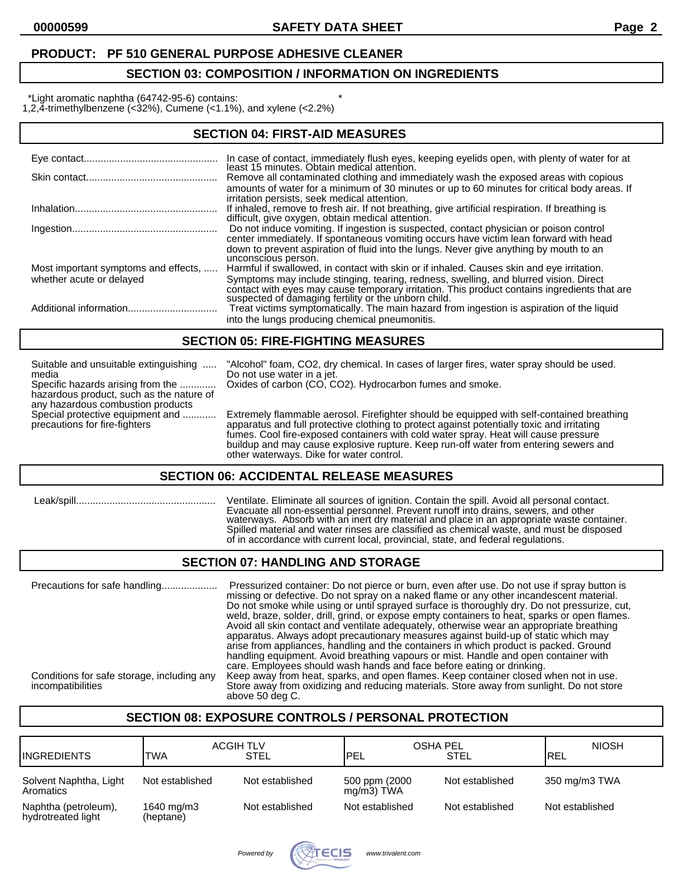**PRODUCT: PF 510 GENERAL PURPOSE ADHESIVE CLEANER**

## SECTION 03: COMPOSITION / INFORMATION ON INGREDIENTS

*Light aromatic naphtha (64742-95-6) contains: *
1,2,4-trimethylbenzene (<32%), Cumene (<1.1%), and xylene (<2.2%)

## SECTION 04: FIRST-AID MEASURES

| | |
|---|---|
| Eye contact | In case of contact, immediately flush eyes, keeping eyelids open, with plenty of water for at least 15 minutes. Obtain medical attention. |
| Skin contact | Remove all contaminated clothing and immediately wash the exposed areas with copious amounts of water for a minimum of 30 minutes or up to 60 minutes for critical body areas. If irritation persists, seek medical attention. |
| Inhalation | If inhaled, remove to fresh air. If not breathing, give artificial respiration. If breathing is difficult, give oxygen, obtain medical attention. |
| Ingestion | Do not induce vomiting. If ingestion is suspected, contact physician or poison control center immediately. If spontaneous vomiting occurs have victim lean forward with head down to prevent aspiration of fluid into the lungs. Never give anything by mouth to an unconscious person. |
| Most important symptoms and effects, whether acute or delayed | Harmful if swallowed, in contact with skin or if inhaled. Causes skin and eye irritation. Symptoms may include stinging, tearing, redness, swelling, and blurred vision. Direct contact with eyes may cause temporary irritation. This product contains ingredients that are suspected of damaging fertility or the unborn child. |
| Additional information | Treat victims symptomatically. The main hazard from ingestion is aspiration of the liquid into the lungs producing chemical pneumonitis. |

## SECTION 05: FIRE-FIGHTING MEASURES

| | |
|---|---|
| Suitable and unsuitable extinguishing media | "Alcohol" foam, $CO_2$, dry chemical. In cases of larger fires, water spray should be used. Do not use water in a jet. |
| Specific hazards arising from the hazardous product, such as the nature of any hazardous combustion products | Oxides of carbon (CO, $CO_2$). Hydrocarbon fumes and smoke. |
| Special protective equipment and precautions for fire-fighters | Extremely flammable aerosol. Firefighter should be equipped with self-contained breathing apparatus and full protective clothing to protect against potentially toxic and irritating fumes. Cool fire-exposed containers with cold water spray. Heat will cause pressure buildup and may cause explosive rupture. Keep run-off water from entering sewers and other waterways. Dike for water control. |

## SECTION 06: ACCIDENTAL RELEASE MEASURES

| | |
|---|---|
| Leak/spill | Ventilate. Eliminate all sources of ignition. Contain the spill. Avoid all personal contact. Evacuate all non-essential personnel. Prevent runoff into drains, sewers, and other waterways. Absorb with an inert dry material and place in an appropriate waste container. Spilled material and water rinses are classified as chemical waste, and must be disposed of in accordance with current local, provincial, state, and federal regulations. |

## SECTION 07: HANDLING AND STORAGE

| | |
|---|---|
| Precautions for safe handling | Pressurized container: Do not pierce or burn, even after use. Do not use if spray button is missing or defective. Do not spray on a naked flame or any other incandescent material. Do not smoke while using or until sprayed surface is thoroughly dry. Do not pressurize, cut, weld, braze, solder, drill, grind, or expose empty containers to heat, sparks or open flames. Avoid all skin contact and ventilate adequately, otherwise wear an appropriate breathing apparatus. Always adopt precautionary measures against build-up of static which may arise from appliances, handling and the containers in which product is packed. Ground handling equipment. Avoid breathing vapours or mist. Handle and open container with care. Employees should wash hands and face before eating or drinking. |
| Conditions for safe storage, including any incompatibilities | Keep away from heat, sparks, and open flames. Keep container closed when not in use. Store away from oxidizing and reducing materials. Store away from sunlight. Do not store above 50 deg C. |

## SECTION 08: EXPOSURE CONTROLS / PERSONAL PROTECTION

| INGREDIENTS | ACGIH TLV | | OSHA PEL | | NIOSH |
|---|---|---|---|---|---|
| | TWA | STEL | PEL | STEL | REL |
| Solvent Naphtha, Light Aromatics | Not established | Not established | 500 ppm (2000 mg/m3) TWA | Not established | 350 mg/m3 TWA |
| Naphtha (petroleum), hydrotreated light | 1640 mg/m3 (heptane) | Not established | Not established | Not established | Not established |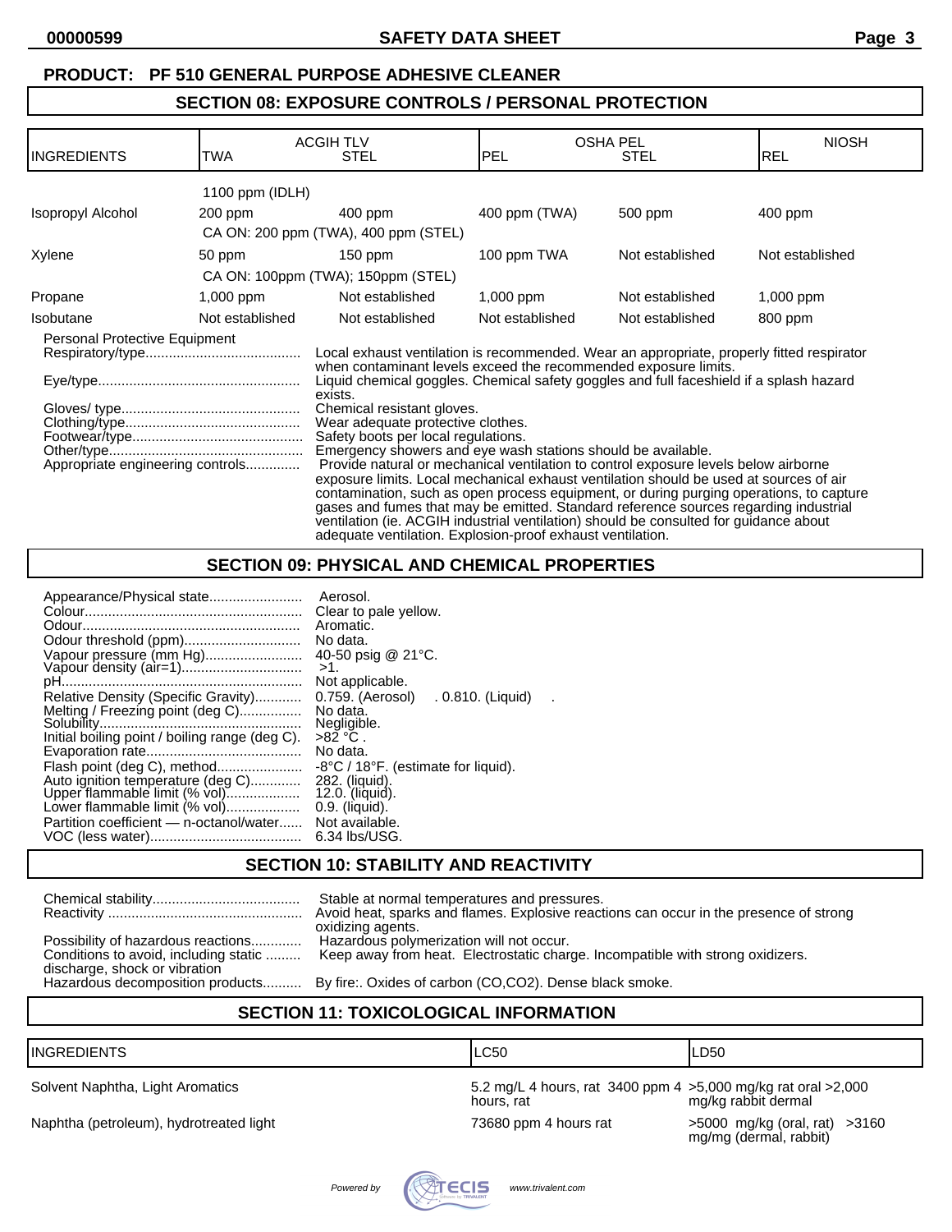**PRODUCT: PF 510 GENERAL PURPOSE ADHESIVE CLEANER**

## SECTION 08: EXPOSURE CONTROLS / PERSONAL PROTECTION

| INGREDIENTS | ACGIH TLV TWA | ACGIH TLV STEL | OSHA PEL PEL | OSHA PEL STEL | NIOSH REL |
|---|---|---|---|---|---|
| | 1100 ppm (IDLH) | | | | |
| Isopropyl Alcohol | 200 ppm | 400 ppm | 400 ppm (TWA) | 500 ppm | 400 ppm |
| | CA ON: 200 ppm (TWA), 400 ppm (STEL) | | | | |
| Xylene | 50 ppm | 150 ppm | 100 ppm TWA | Not established | Not established |
| | CA ON: 100ppm (TWA); 150ppm (STEL) | | | | |
| Propane | 1,000 ppm | Not established | 1,000 ppm | Not established | 1,000 ppm |
| Isobutane | Not established | Not established | Not established | Not established | 800 ppm |

Personal Protective Equipment

- Respiratory/type: Local exhaust ventilation is recommended. Wear an appropriate, properly fitted respirator when contaminant levels exceed the recommended exposure limits.
- Eye/type: Liquid chemical goggles. Chemical safety goggles and full faceshield if a splash hazard exists.
- Gloves/ type: Chemical resistant gloves.
- Clothing/type: Wear adequate protective clothes.
- Footwear/type: Safety boots per local regulations.
- Other/type: Emergency showers and eye wash stations should be available.
- Appropriate engineering controls: Provide natural or mechanical ventilation to control exposure levels below airborne exposure limits. Local mechanical exhaust ventilation should be used at sources of air contamination, such as open process equipment, or during purging operations, to capture gases and fumes that may be emitted. Standard reference sources regarding industrial ventilation (ie. ACGIH industrial ventilation) should be consulted for guidance about adequate ventilation. Explosion-proof exhaust ventilation.

## SECTION 09: PHYSICAL AND CHEMICAL PROPERTIES

- Appearance/Physical state: Aerosol.
- Colour: Clear to pale yellow.
- Odour: Aromatic.
- Odour threshold (ppm): No data.
- Vapour pressure (mm Hg): 40-50 psig @ 21°C.
- Vapour density (air=1): >1.
- pH: Not applicable.
- Relative Density (Specific Gravity): 0.759. (Aerosol) . 0.810. (Liquid) .
- Melting / Freezing point (deg C): No data.
- Solubility: Negligible.
- Initial boiling point / boiling range (deg C): >82 °C .
- Evaporation rate: No data.
- Flash point (deg C), method: -8°C / 18°F. (estimate for liquid).
- Auto ignition temperature (deg C): 282. (liquid).
- Upper flammable limit (% vol): 12.0. (liquid).
- Lower flammable limit (% vol): 0.9. (liquid).
- Partition coefficient — n-octanol/water: Not available.
- VOC (less water): 6.34 lbs/USG.

## SECTION 10: STABILITY AND REACTIVITY

- Chemical stability: Stable at normal temperatures and pressures.
- Reactivity: Avoid heat, sparks and flames. Explosive reactions can occur in the presence of strong oxidizing agents.
- Possibility of hazardous reactions: Hazardous polymerization will not occur.
- Conditions to avoid, including static discharge, shock or vibration: Keep away from heat. Electrostatic charge. Incompatible with strong oxidizers.
- Hazardous decomposition products: By fire:. Oxides of carbon (CO,CO2). Dense black smoke.

## SECTION 11: TOXICOLOGICAL INFORMATION

| INGREDIENTS | LC50 | LD50 |
|---|---|---|
| Solvent Naphtha, Light Aromatics | 5.2 mg/L 4 hours, rat 3400 ppm 4 hours, rat | >5,000 mg/kg rat oral >2,000 mg/kg rabbit dermal |
| Naphtha (petroleum), hydrotreated light | 73680 ppm 4 hours rat | >5000 mg/kg (oral, rat) >3160 mg/mg (dermal, rabbit) |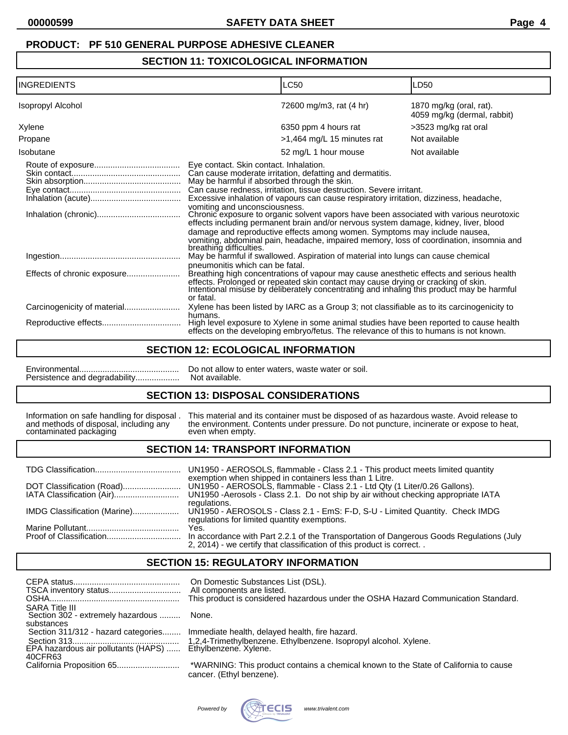**PRODUCT: PF 510 GENERAL PURPOSE ADHESIVE CLEANER**

## SECTION 11: TOXICOLOGICAL INFORMATION

| INGREDIENTS | LC50 | LD50 |
|---|---|---|
| Isopropyl Alcohol | 72600 mg/m3, rat (4 hr) | 1870 mg/kg (oral, rat). 4059 mg/kg (dermal, rabbit) |
| Xylene | 6350 ppm 4 hours rat | >3523 mg/kg rat oral |
| Propane | >1,464 mg/L 15 minutes rat | Not available |
| Isobutane | 52 mg/L 1 hour mouse | Not available |

Route of exposure.................................... Eye contact. Skin contact. Inhalation.

Skin contact............................................. Can cause moderate irritation, defatting and dermatitis.

Skin absorption......................................... May be harmful if absorbed through the skin.

Eye contact............................................... Can cause redness, irritation, tissue destruction. Severe irritant.

Inhalation (acute)...................................... Excessive inhalation of vapours can cause respiratory irritation, dizziness, headache, vomiting and unconsciousness.

Inhalation (chronic)................................... Chronic exposure to organic solvent vapors have been associated with various neurotoxic effects including permanent brain and/or nervous system damage, kidney, liver, blood damage and reproductive effects among women. Symptoms may include nausea, vomiting, abdominal pain, headache, impaired memory, loss of coordination, insomnia and breathing difficulties.

Ingestion.................................................. May be harmful if swallowed. Aspiration of material into lungs can cause chemical pneumonitis which can be fatal.

Effects of chronic exposure...................... Breathing high concentrations of vapour may cause anesthetic effects and serious health effects. Prolonged or repeated skin contact may cause drying or cracking of skin. Intentional misuse by deliberately concentrating and inhaling this product may be harmful or fatal.

Carcinogenicity of material....................... Xylene has been listed by IARC as a Group 3; not classifiable as to its carcinogenicity to humans.

Reproductive effects................................. High level exposure to Xylene in some animal studies have been reported to cause health effects on the developing embryo/fetus. The relevance of this to humans is not known.

## SECTION 12: ECOLOGICAL INFORMATION

Environmental.......................................... Do not allow to enter waters, waste water or soil.

Persistence and degradability.................. Not available.

## SECTION 13: DISPOSAL CONSIDERATIONS

Information on safe handling for disposal . and methods of disposal, including any contaminated packaging: This material and its container must be disposed of as hazardous waste. Avoid release to the environment. Contents under pressure. Do not puncture, incinerate or expose to heat, even when empty.

## SECTION 14: TRANSPORT INFORMATION

TDG Classification.................................... UN1950 - AEROSOLS, flammable - Class 2.1 - This product meets limited quantity exemption when shipped in containers less than 1 Litre.

DOT Classification (Road)........................ UN1950 - AEROSOLS, flammable - Class 2.1 - Ltd Qty (1 Liter/0.26 Gallons).

IATA Classification (Air)........................... UN1950 -Aerosols - Class 2.1. Do not ship by air without checking appropriate IATA regulations.

IMDG Classification (Marine).................... UN1950 - AEROSOLS - Class 2.1 - EmS: F-D, S-U - Limited Quantity. Check IMDG regulations for limited quantity exemptions.

Marine Pollutant....................................... Yes.

Proof of Classification............................... In accordance with Part 2.2.1 of the Transportation of Dangerous Goods Regulations (July 2, 2014) - we certify that classification of this product is correct. .

## SECTION 15: REGULATORY INFORMATION

CEPA status............................................. On Domestic Substances List (DSL).

TSCA inventory status.............................. All components are listed.

OSHA....................................................... This product is considered hazardous under the OSHA Hazard Communication Standard.

SARA Title III

Section 302 - extremely hazardous ......... substances: None.

Section 311/312 - hazard categories........ Immediate health, delayed health, fire hazard.

Section 313............................................. 1,2,4-Trimethylbenzene. Ethylbenzene. Isopropyl alcohol. Xylene.

EPA hazardous air pollutants (HAPS) ...... 40CFR63: Ethylbenzene. Xylene.

California Proposition 65.......................... *WARNING: This product contains a chemical known to the State of California to cause cancer. (Ethyl benzene).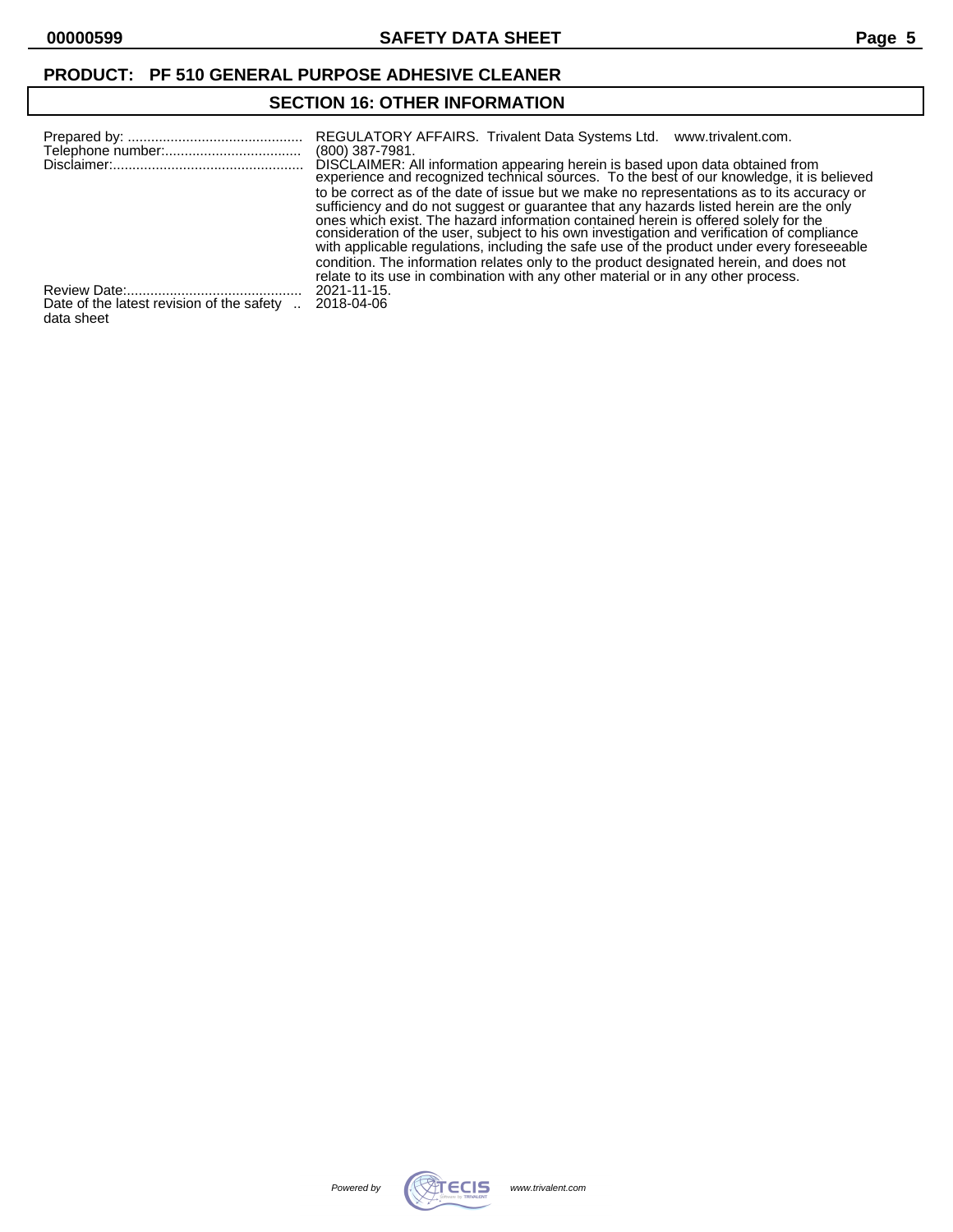**PRODUCT: PF 510 GENERAL PURPOSE ADHESIVE CLEANER**

## SECTION 16: OTHER INFORMATION

| | |
|---|---|
| Prepared by: | REGULATORY AFFAIRS. Trivalent Data Systems Ltd. www.trivalent.com. |
| Telephone number: | (800) 387-7981. |
| Disclaimer: | DISCLAIMER: All information appearing herein is based upon data obtained from experience and recognized technical sources. To the best of our knowledge, it is believed to be correct as of the date of issue but we make no representations as to its accuracy or sufficiency and do not suggest or guarantee that any hazards listed herein are the only ones which exist. The hazard information contained herein is offered solely for the consideration of the user, subject to his own investigation and verification of compliance with applicable regulations, including the safe use of the product under every foreseeable condition. The information relates only to the product designated herein, and does not relate to its use in combination with any other material or in any other process. |
| Review Date: | 2021-11-15. |
| Date of the latest revision of the safety data sheet | 2018-04-06 |